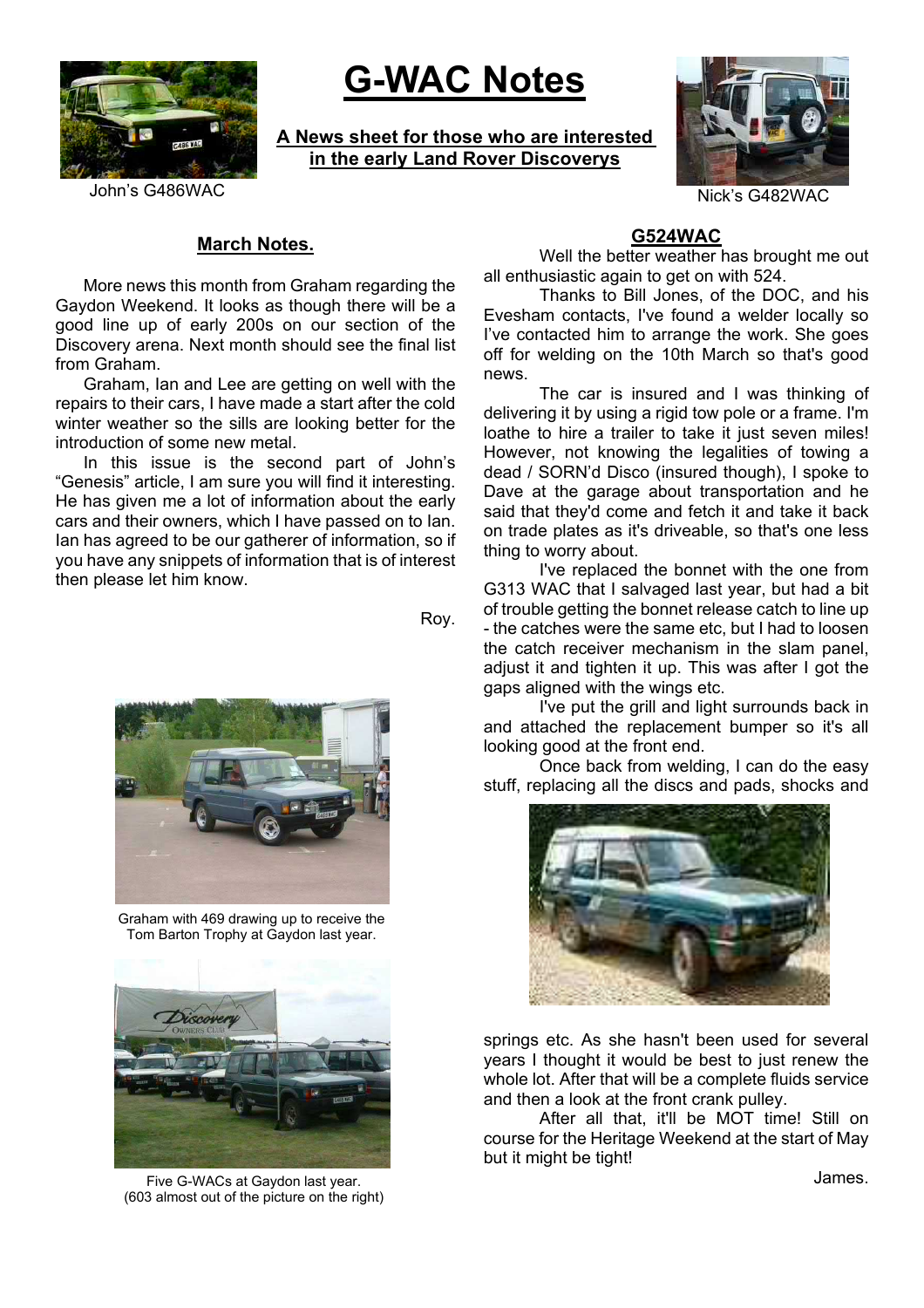# G-WAC Notes

**A News sheet for those who are interested in the early Land Rover Discoverys**

John's G486WAC

Nick's G482WAC

## March Notes.

More news this month from Graham regarding the Gaydon Weekend. It looks as though there will be a good line up of early 200s on our section of the Discovery arena. Next month should see the final list from Graham.

Graham, Ian and Lee are getting on well with the repairs to their cars, I have made a start after the cold winter weather so the sills are looking better for the introduction of some new metal.

In this issue is the second part of John's "Genesis" article, I am sure you will find it interesting. He has given me a lot of information about the early cars and their owners, which I have passed on to Ian. Ian has agreed to be our gatherer of information, so if you have any snippets of information that is of interest then please let him know.

Roy.

Graham with 469 drawing up to receive the Tom Barton Trophy at Gaydon last year.

Five G-WACs at Gaydon last year. (603 almost out of the picture on the right)

## G524WAC

Well the better weather has brought me out all enthusiastic again to get on with 524.

Thanks to Bill Jones, of the DOC, and his Evesham contacts, I've found a welder locally so I've contacted him to arrange the work. She goes off for welding on the 10th March so that's good news.

The car is insured and I was thinking of delivering it by using a rigid tow pole or a frame. I'm loathe to hire a trailer to take it just seven miles! However, not knowing the legalities of towing a dead / SORN'd Disco (insured though), I spoke to Dave at the garage about transportation and he said that they'd come and fetch it and take it back on trade plates as it's driveable, so that's one less thing to worry about.

I've replaced the bonnet with the one from G313 WAC that I salvaged last year, but had a bit of trouble getting the bonnet release catch to line up - the catches were the same etc, but I had to loosen the catch receiver mechanism in the slam panel, adjust it and tighten it up. This was after I got the gaps aligned with the wings etc.

I've put the grill and light surrounds back in and attached the replacement bumper so it's all looking good at the front end.

Once back from welding, I can do the easy stuff, replacing all the discs and pads, shocks and springs etc. As she hasn't been used for several years I thought it would be best to just renew the whole lot. After that will be a complete fluids service and then a look at the front crank pulley.

After all that, it'll be MOT time! Still on course for the Heritage Weekend at the start of May but it might be tight!

James.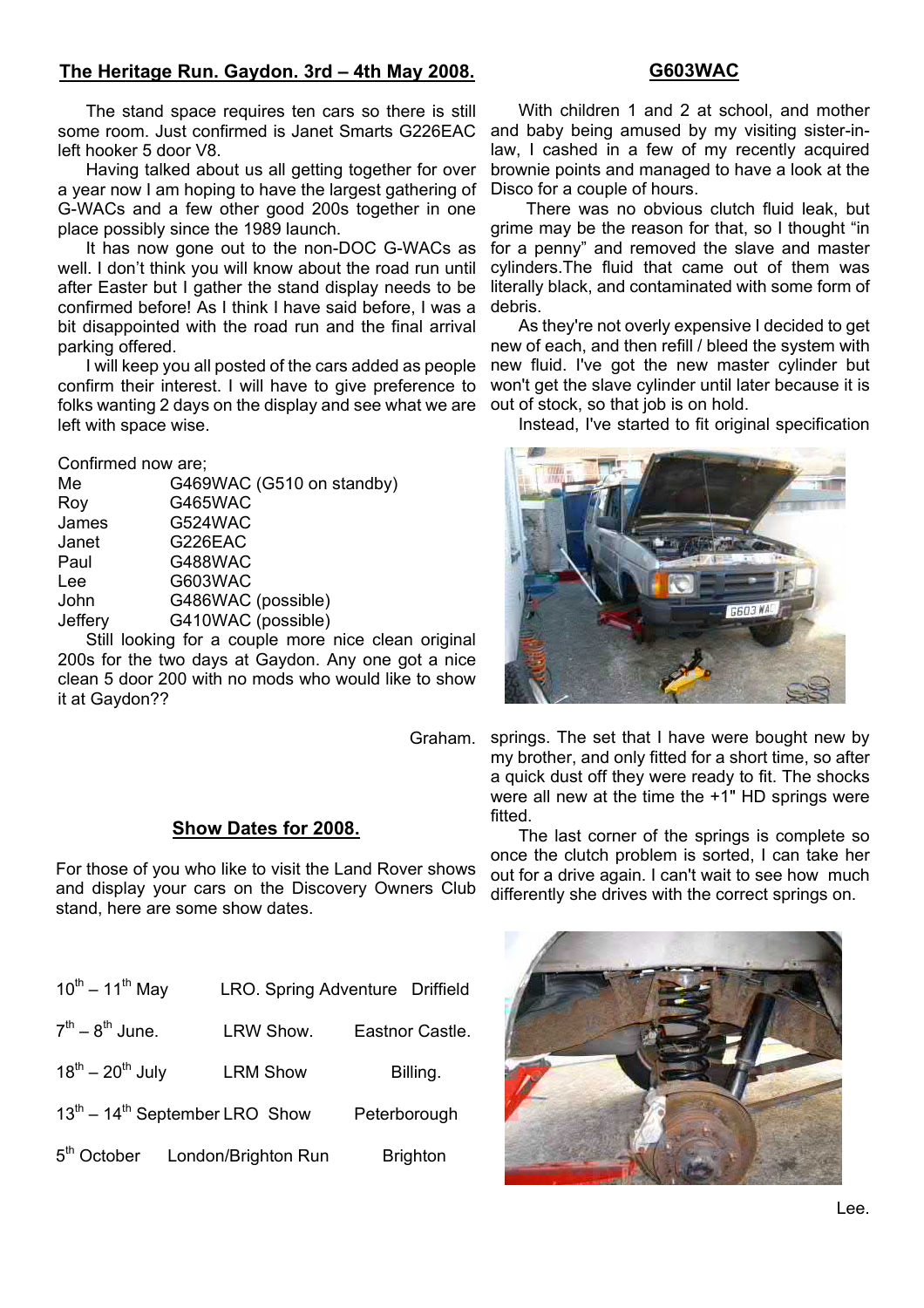## The Heritage Run. Gaydon. 3rd – 4th May 2008.

The stand space requires ten cars so there is still some room. Just confirmed is Janet Smarts G226EAC left hooker 5 door V8.

Having talked about us all getting together for over a year now I am hoping to have the largest gathering of G-WACs and a few other good 200s together in one place possibly since the 1989 launch.

It has now gone out to the non-DOC G-WACs as well. I don't think you will know about the road run until after Easter but I gather the stand display needs to be confirmed before! As I think I have said before, I was a bit disappointed with the road run and the final arrival parking offered.

I will keep you all posted of the cars added as people confirm their interest. I will have to give preference to folks wanting 2 days on the display and see what we are left with space wise.

Confirmed now are;

| | |
|---|---|
| Me | G469WAC (G510 on standby) |
| Roy | G465WAC |
| James | G524WAC |
| Janet | G226EAC |
| Paul | G488WAC |
| Lee | G603WAC |
| John | G486WAC (possible) |
| Jeffery | G410WAC (possible) |

Still looking for a couple more nice clean original 200s for the two days at Gaydon. Any one got a nice clean 5 door 200 with no mods who would like to show it at Gaydon??

Graham.

## Show Dates for 2008.

For those of you who like to visit the Land Rover shows and display your cars on the Discovery Owners Club stand, here are some show dates.

| | | |
|---|---|---|
| 10th – 11th May | LRO. Spring Adventure | Driffield |
| 7th – 8th June. | LRW Show. | Eastnor Castle. |
| 18th – 20th July | LRM Show | Billing. |
| 13th – 14th September | LRO Show | Peterborough |
| 5th October | London/Brighton Run | Brighton |

## G603WAC

With children 1 and 2 at school, and mother and baby being amused by my visiting sister-in-law, I cashed in a few of my recently acquired brownie points and managed to have a look at the Disco for a couple of hours.

There was no obvious clutch fluid leak, but grime may be the reason for that, so I thought "in for a penny" and removed the slave and master cylinders.The fluid that came out of them was literally black, and contaminated with some form of debris.

As they're not overly expensive I decided to get new of each, and then refill / bleed the system with new fluid. I've got the new master cylinder but won't get the slave cylinder until later because it is out of stock, so that job is on hold.

Instead, I've started to fit original specification springs. The set that I have were bought new by my brother, and only fitted for a short time, so after a quick dust off they were ready to fit. The shocks were all new at the time the +1" HD springs were fitted.

The last corner of the springs is complete so once the clutch problem is sorted, I can take her out for a drive again. I can't wait to see how much differently she drives with the correct springs on.

Lee.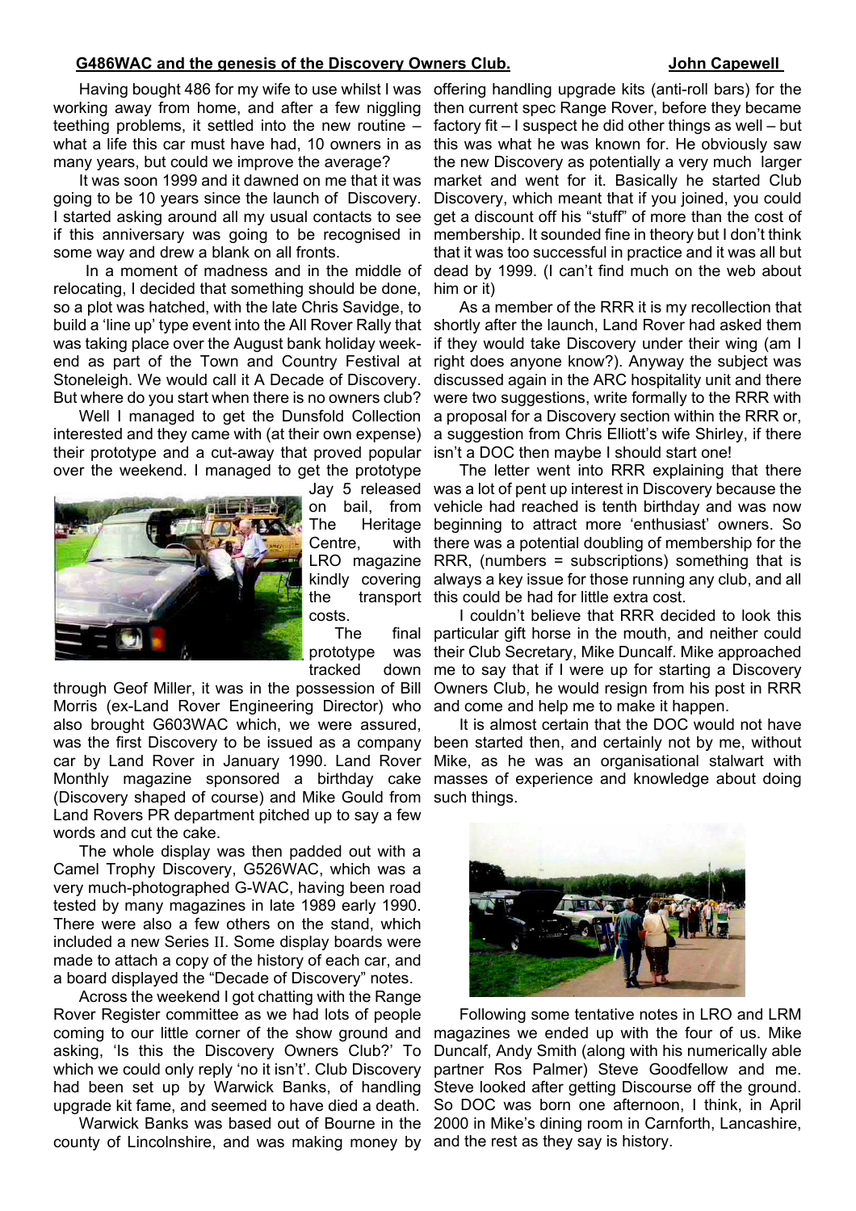## G486WAC and the genesis of the Discovery Owners Club.

**John Capewell**

Having bought 486 for my wife to use whilst I was working away from home, and after a few niggling teething problems, it settled into the new routine – what a life this car must have had, 10 owners in as many years, but could we improve the average?

It was soon 1999 and it dawned on me that it was going to be 10 years since the launch of Discovery. I started asking around all my usual contacts to see if this anniversary was going to be recognised in some way and drew a blank on all fronts.

In a moment of madness and in the middle of relocating, I decided that something should be done, so a plot was hatched, with the late Chris Savidge, to build a 'line up' type event into the All Rover Rally that was taking place over the August bank holiday week-end as part of the Town and Country Festival at Stoneleigh. We would call it A Decade of Discovery. But where do you start when there is no owners club?

Well I managed to get the Dunsfold Collection interested and they came with (at their own expense) their prototype and a cut-away that proved popular over the weekend. I managed to get the prototype Jay 5 released on bail, from The Heritage Centre, with LRO magazine kindly covering the transport costs.

The final prototype was tracked down through Geof Miller, it was in the possession of Bill Morris (ex-Land Rover Engineering Director) who also brought G603WAC which, we were assured, was the first Discovery to be issued as a company car by Land Rover in January 1990. Land Rover Monthly magazine sponsored a birthday cake (Discovery shaped of course) and Mike Gould from Land Rovers PR department pitched up to say a few words and cut the cake.

The whole display was then padded out with a Camel Trophy Discovery, G526WAC, which was a very much-photographed G-WAC, having been road tested by many magazines in late 1989 early 1990. There were also a few others on the stand, which included a new Series II. Some display boards were made to attach a copy of the history of each car, and a board displayed the "Decade of Discovery" notes.

Across the weekend I got chatting with the Range Rover Register committee as we had lots of people coming to our little corner of the show ground and asking, 'Is this the Discovery Owners Club?' To which we could only reply 'no it isn't'. Club Discovery had been set up by Warwick Banks, of handling upgrade kit fame, and seemed to have died a death.

Warwick Banks was based out of Bourne in the county of Lincolnshire, and was making money by offering handling upgrade kits (anti-roll bars) for the then current spec Range Rover, before they became factory fit – I suspect he did other things as well – but this was what he was known for. He obviously saw the new Discovery as potentially a very much larger market and went for it. Basically he started Club Discovery, which meant that if you joined, you could get a discount off his "stuff" of more than the cost of membership. It sounded fine in theory but I don't think that it was too successful in practice and it was all but dead by 1999. (I can't find much on the web about him or it)

As a member of the RRR it is my recollection that shortly after the launch, Land Rover had asked them if they would take Discovery under their wing (am I right does anyone know?). Anyway the subject was discussed again in the ARC hospitality unit and there were two suggestions, write formally to the RRR with a proposal for a Discovery section within the RRR or, a suggestion from Chris Elliott's wife Shirley, if there isn't a DOC then maybe I should start one!

The letter went into RRR explaining that there was a lot of pent up interest in Discovery because the vehicle had reached is tenth birthday and was now beginning to attract more 'enthusiast' owners. So there was a potential doubling of membership for the RRR, (numbers = subscriptions) something that is always a key issue for those running any club, and all this could be had for little extra cost.

I couldn't believe that RRR decided to look this particular gift horse in the mouth, and neither could their Club Secretary, Mike Duncalf. Mike approached me to say that if I were up for starting a Discovery Owners Club, he would resign from his post in RRR and come and help me to make it happen.

It is almost certain that the DOC would not have been started then, and certainly not by me, without Mike, as he was an organisational stalwart with masses of experience and knowledge about doing such things.

Following some tentative notes in LRO and LRM magazines we ended up with the four of us. Mike Duncalf, Andy Smith (along with his numerically able partner Ros Palmer) Steve Goodfellow and me. Steve looked after getting Discourse off the ground. So DOC was born one afternoon, I think, in April 2000 in Mike's dining room in Carnforth, Lancashire, and the rest as they say is history.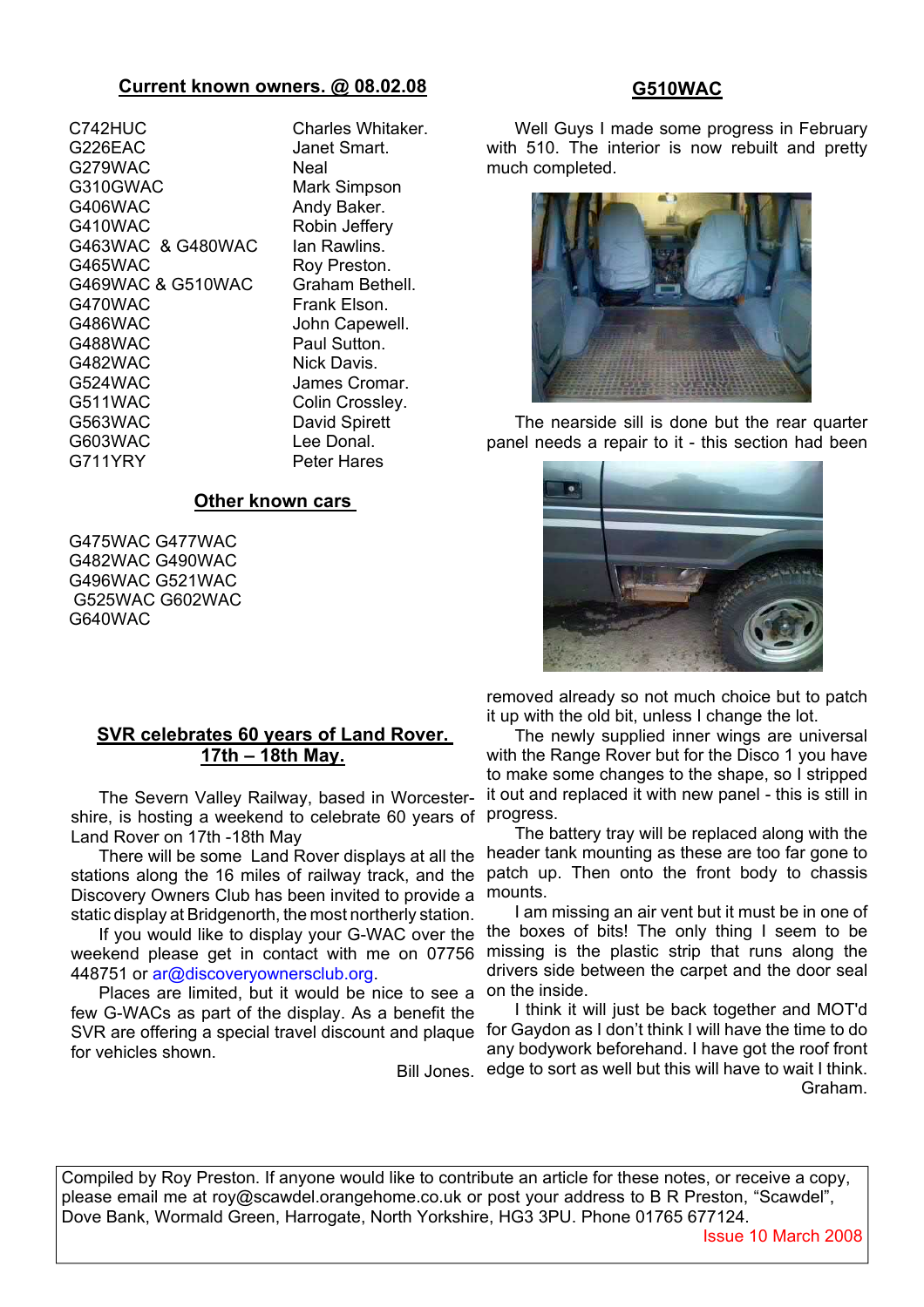## Current known owners. @ 08.02.08

| | |
|---|---|
| C742HUC | Charles Whitaker. |
| G226EAC | Janet Smart. |
| G279WAC | Neal |
| G310GWAC | Mark Simpson |
| G406WAC | Andy Baker. |
| G410WAC | Robin Jeffery |
| G463WAC & G480WAC | Ian Rawlins. |
| G465WAC | Roy Preston. |
| G469WAC & G510WAC | Graham Bethell. |
| G470WAC | Frank Elson. |
| G486WAC | John Capewell. |
| G488WAC | Paul Sutton. |
| G482WAC | Nick Davis. |
| G524WAC | James Cromar. |
| G511WAC | Colin Crossley. |
| G563WAC | David Spirett |
| G603WAC | Lee Donal. |
| G711YRY | Peter Hares |

## Other known cars

G475WAC G477WAC
G482WAC G490WAC
G496WAC G521WAC
G525WAC G602WAC
G640WAC

## SVR celebrates 60 years of Land Rover. 17th – 18th May.

The Severn Valley Railway, based in Worcestershire, is hosting a weekend to celebrate 60 years of Land Rover on 17th -18th May

There will be some Land Rover displays at all the stations along the 16 miles of railway track, and the Discovery Owners Club has been invited to provide a static display at Bridgenorth, the most northerly station.

If you would like to display your G-WAC over the weekend please get in contact with me on 07756 448751 or ar@discoveryownersclub.org.

Places are limited, but it would be nice to see a few G-WACs as part of the display. As a benefit the SVR are offering a special travel discount and plaque for vehicles shown.

Bill Jones.

## G510WAC

Well Guys I made some progress in February with 510. The interior is now rebuilt and pretty much completed.

The nearside sill is done but the rear quarter panel needs a repair to it - this section had been removed already so not much choice but to patch it up with the old bit, unless I change the lot.

The newly supplied inner wings are universal with the Range Rover but for the Disco 1 you have to make some changes to the shape, so I stripped it out and replaced it with new panel - this is still in progress.

The battery tray will be replaced along with the header tank mounting as these are too far gone to patch up. Then onto the front body to chassis mounts.

I am missing an air vent but it must be in one of the boxes of bits! The only thing I seem to be missing is the plastic strip that runs along the drivers side between the carpet and the door seal on the inside.

I think it will just be back together and MOT'd for Gaydon as I don't think I will have the time to do any bodywork beforehand. I have got the roof front edge to sort as well but this will have to wait I think.

Graham.

Compiled by Roy Preston. If anyone would like to contribute an article for these notes, or receive a copy, please email me at roy@scawdel.orangehome.co.uk or post your address to B R Preston, "Scawdel", Dove Bank, Wormald Green, Harrogate, North Yorkshire, HG3 3PU. Phone 01765 677124.

Issue 10 March 2008